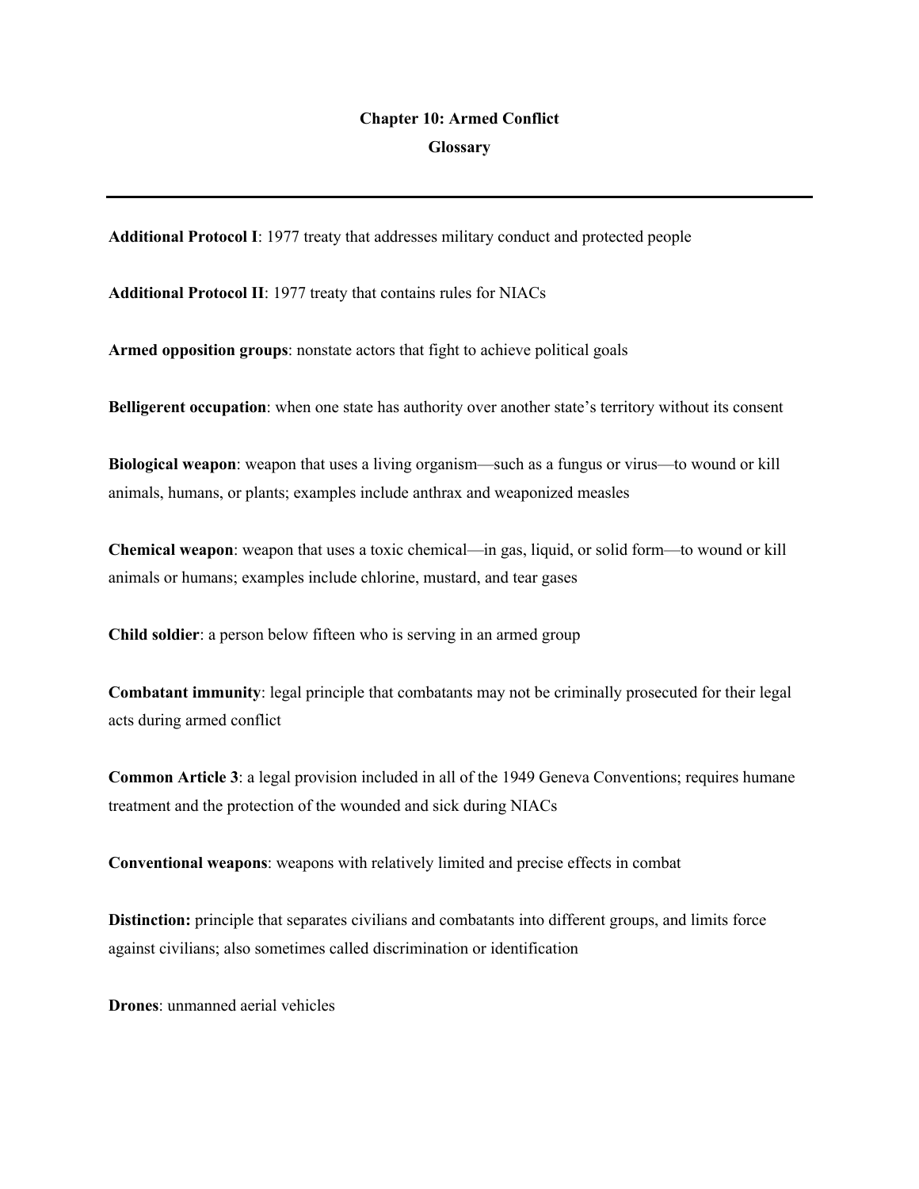# Chapter 10: Armed Conflict

## Glossary

---

**Additional Protocol I**: 1977 treaty that addresses military conduct and protected people

**Additional Protocol II**: 1977 treaty that contains rules for NIACs

**Armed opposition groups**: nonstate actors that fight to achieve political goals

**Belligerent occupation**: when one state has authority over another state's territory without its consent

**Biological weapon**: weapon that uses a living organism—such as a fungus or virus—to wound or kill animals, humans, or plants; examples include anthrax and weaponized measles

**Chemical weapon**: weapon that uses a toxic chemical—in gas, liquid, or solid form—to wound or kill animals or humans; examples include chlorine, mustard, and tear gases

**Child soldier**: a person below fifteen who is serving in an armed group

**Combatant immunity**: legal principle that combatants may not be criminally prosecuted for their legal acts during armed conflict

**Common Article 3**: a legal provision included in all of the 1949 Geneva Conventions; requires humane treatment and the protection of the wounded and sick during NIACs

**Conventional weapons**: weapons with relatively limited and precise effects in combat

**Distinction:** principle that separates civilians and combatants into different groups, and limits force against civilians; also sometimes called discrimination or identification

**Drones**: unmanned aerial vehicles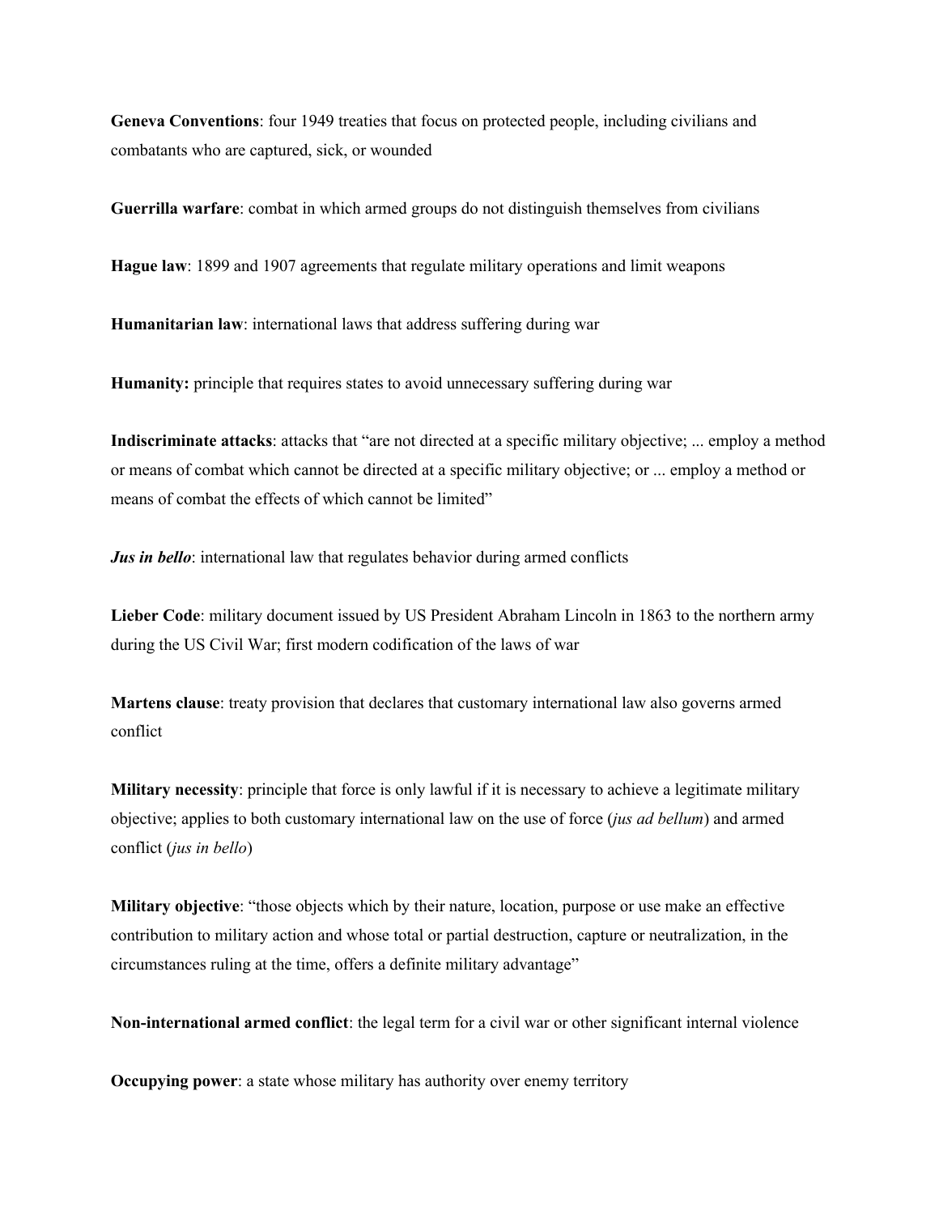**Geneva Conventions**: four 1949 treaties that focus on protected people, including civilians and combatants who are captured, sick, or wounded

**Guerrilla warfare**: combat in which armed groups do not distinguish themselves from civilians

**Hague law**: 1899 and 1907 agreements that regulate military operations and limit weapons

**Humanitarian law**: international laws that address suffering during war

**Humanity:** principle that requires states to avoid unnecessary suffering during war

**Indiscriminate attacks**: attacks that "are not directed at a specific military objective; ... employ a method or means of combat which cannot be directed at a specific military objective; or ... employ a method or means of combat the effects of which cannot be limited"

***Jus in bello***: international law that regulates behavior during armed conflicts

**Lieber Code**: military document issued by US President Abraham Lincoln in 1863 to the northern army during the US Civil War; first modern codification of the laws of war

**Martens clause**: treaty provision that declares that customary international law also governs armed conflict

**Military necessity**: principle that force is only lawful if it is necessary to achieve a legitimate military objective; applies to both customary international law on the use of force (*jus ad bellum*) and armed conflict (*jus in bello*)

**Military objective**: "those objects which by their nature, location, purpose or use make an effective contribution to military action and whose total or partial destruction, capture or neutralization, in the circumstances ruling at the time, offers a definite military advantage"

**Non-international armed conflict**: the legal term for a civil war or other significant internal violence

**Occupying power**: a state whose military has authority over enemy territory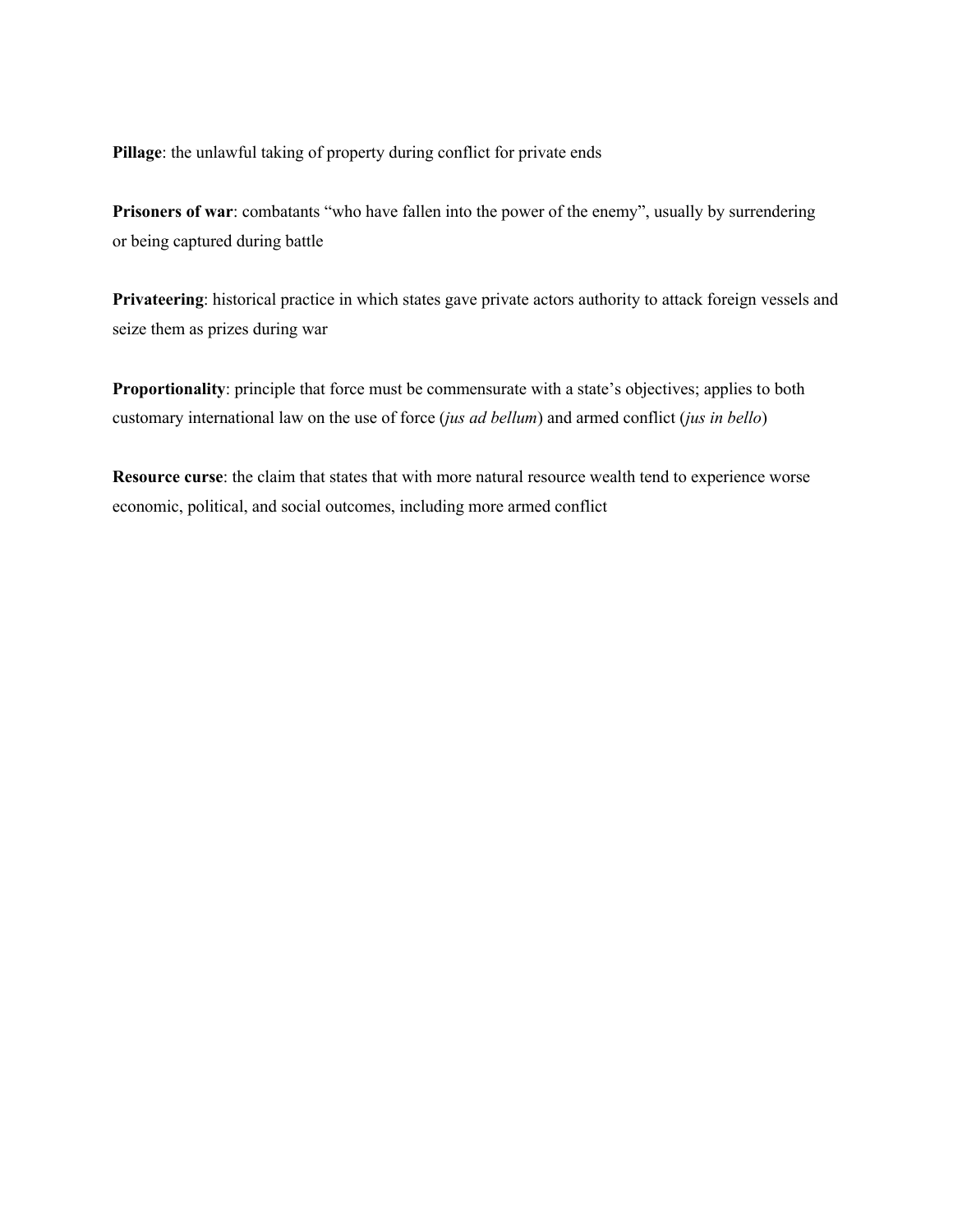**Pillage**: the unlawful taking of property during conflict for private ends

**Prisoners of war**: combatants "who have fallen into the power of the enemy", usually by surrendering or being captured during battle

**Privateering**: historical practice in which states gave private actors authority to attack foreign vessels and seize them as prizes during war

**Proportionality**: principle that force must be commensurate with a state's objectives; applies to both customary international law on the use of force (*jus ad bellum*) and armed conflict (*jus in bello*)

**Resource curse**: the claim that states that with more natural resource wealth tend to experience worse economic, political, and social outcomes, including more armed conflict